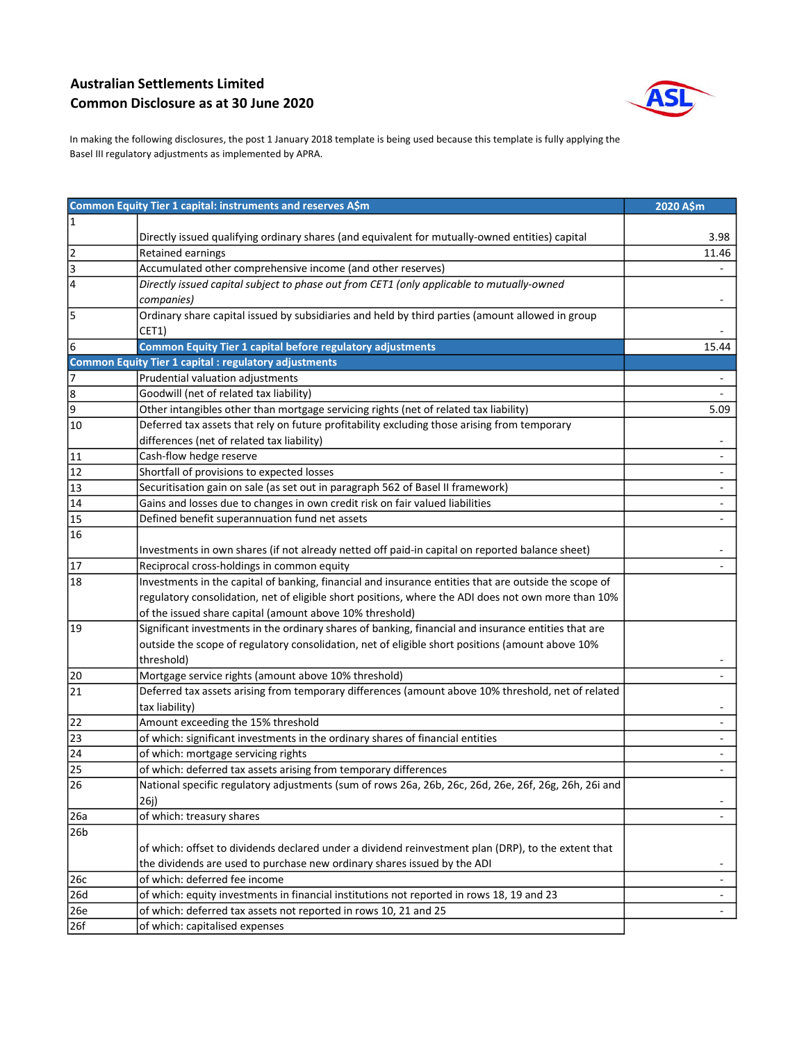# Australian Settlements Limited
## Common Disclosure as at 30 June 2020

In making the following disclosures, the post 1 January 2018 template is being used because this template is fully applying the Basel III regulatory adjustments as implemented by APRA.

| Common Equity Tier 1 capital: instruments and reserves A$m | | 2020 A$m |
|---|---|---|
| 1 | Directly issued qualifying ordinary shares (and equivalent for mutually-owned entities) capital | 3.98 |
| 2 | Retained earnings | 11.46 |
| 3 | Accumulated other comprehensive income (and other reserves) | - |
| 4 | *Directly issued capital subject to phase out from CET1 (only applicable to mutually-owned companies)* | - |
| 5 | Ordinary share capital issued by subsidiaries and held by third parties (amount allowed in group CET1) | - |
| 6 | **Common Equity Tier 1 capital before regulatory adjustments** | 15.44 |
| **Common Equity Tier 1 capital : regulatory adjustments** | | |
| 7 | Prudential valuation adjustments | - |
| 8 | Goodwill (net of related tax liability) | - |
| 9 | Other intangibles other than mortgage servicing rights (net of related tax liability) | 5.09 |
| 10 | Deferred tax assets that rely on future profitability excluding those arising from temporary differences (net of related tax liability) | - |
| 11 | Cash-flow hedge reserve | - |
| 12 | Shortfall of provisions to expected losses | - |
| 13 | Securitisation gain on sale (as set out in paragraph 562 of Basel II framework) | - |
| 14 | Gains and losses due to changes in own credit risk on fair valued liabilities | - |
| 15 | Defined benefit superannuation fund net assets | - |
| 16 | Investments in own shares (if not already netted off paid-in capital on reported balance sheet) | - |
| 17 | Reciprocal cross-holdings in common equity | - |
| 18 | Investments in the capital of banking, financial and insurance entities that are outside the scope of regulatory consolidation, net of eligible short positions, where the ADI does not own more than 10% of the issued share capital (amount above 10% threshold) | |
| 19 | Significant investments in the ordinary shares of banking, financial and insurance entities that are outside the scope of regulatory consolidation, net of eligible short positions (amount above 10% threshold) | - |
| 20 | Mortgage service rights (amount above 10% threshold) | - |
| 21 | Deferred tax assets arising from temporary differences (amount above 10% threshold, net of related tax liability) | - |
| 22 | Amount exceeding the 15% threshold | - |
| 23 | of which: significant investments in the ordinary shares of financial entities | - |
| 24 | of which: mortgage servicing rights | - |
| 25 | of which: deferred tax assets arising from temporary differences | - |
| 26 | National specific regulatory adjustments (sum of rows 26a, 26b, 26c, 26d, 26e, 26f, 26g, 26h, 26i and 26j) | - |
| 26a | of which: treasury shares | - |
| 26b | of which: offset to dividends declared under a dividend reinvestment plan (DRP), to the extent that the dividends are used to purchase new ordinary shares issued by the ADI | - |
| 26c | of which: deferred fee income | - |
| 26d | of which: equity investments in financial institutions not reported in rows 18, 19 and 23 | - |
| 26e | of which: deferred tax assets not reported in rows 10, 21 and 25 | - |
| 26f | of which: capitalised expenses | |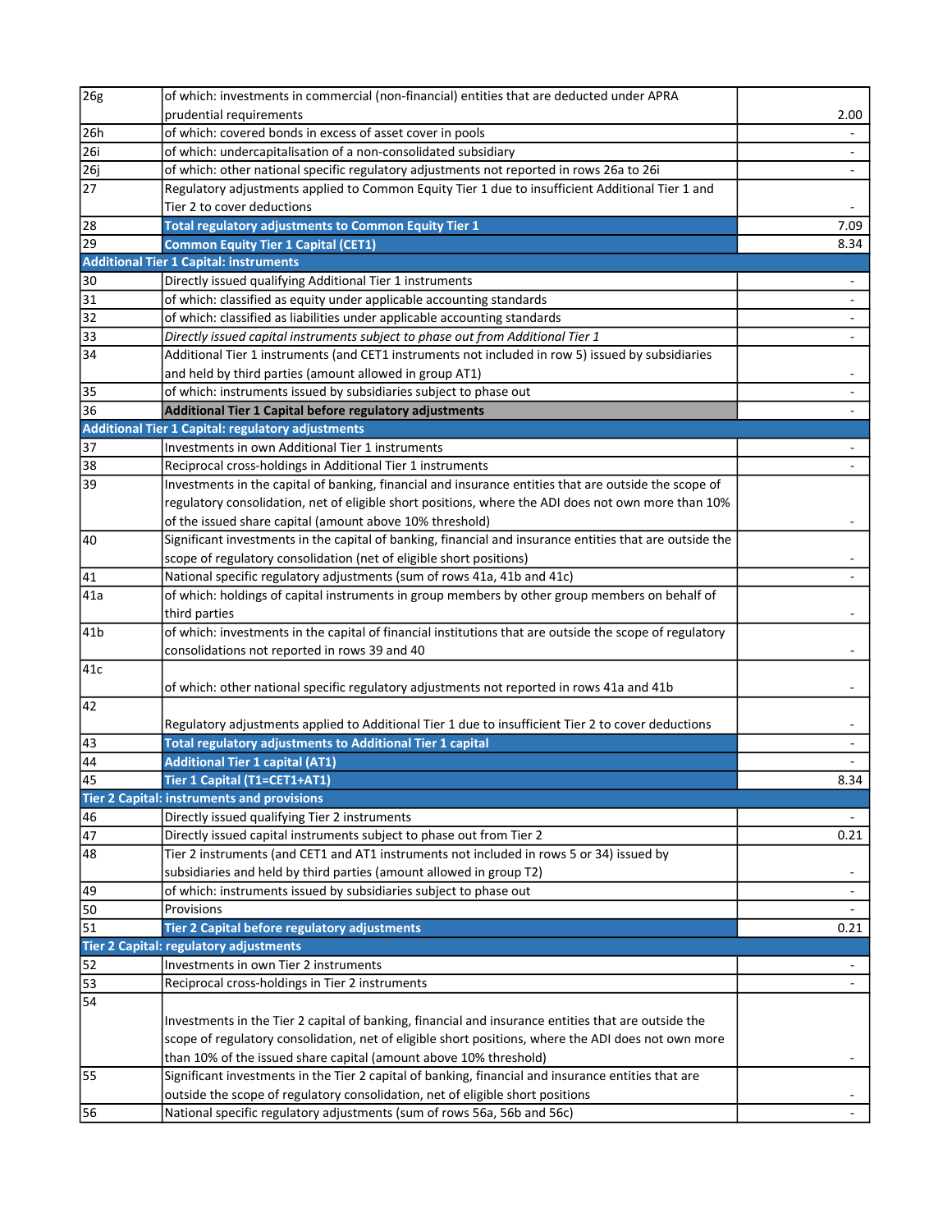| | | |
|---|---|---|
| 26g | of which: investments in commercial (non-financial) entities that are deducted under APRA prudential requirements | 2.00 |
| 26h | of which: covered bonds in excess of asset cover in pools | - |
| 26i | of which: undercapitalisation of a non-consolidated subsidiary | - |
| 26j | of which: other national specific regulatory adjustments not reported in rows 26a to 26i | - |
| 27 | Regulatory adjustments applied to Common Equity Tier 1 due to insufficient Additional Tier 1 and Tier 2 to cover deductions | - |
| 28 | **Total regulatory adjustments to Common Equity Tier 1** | 7.09 |
| 29 | **Common Equity Tier 1 Capital (CET1)** | 8.34 |
| **Additional Tier 1 Capital: instruments** | | |
| 30 | Directly issued qualifying Additional Tier 1 instruments | - |
| 31 | of which: classified as equity under applicable accounting standards | - |
| 32 | of which: classified as liabilities under applicable accounting standards | - |
| 33 | *Directly issued capital instruments subject to phase out from Additional Tier 1* | - |
| 34 | Additional Tier 1 instruments (and CET1 instruments not included in row 5) issued by subsidiaries and held by third parties (amount allowed in group AT1) | - |
| 35 | of which: instruments issued by subsidiaries subject to phase out | - |
| 36 | **Additional Tier 1 Capital before regulatory adjustments** | - |
| **Additional Tier 1 Capital: regulatory adjustments** | | |
| 37 | Investments in own Additional Tier 1 instruments | - |
| 38 | Reciprocal cross-holdings in Additional Tier 1 instruments | - |
| 39 | Investments in the capital of banking, financial and insurance entities that are outside the scope of regulatory consolidation, net of eligible short positions, where the ADI does not own more than 10% of the issued share capital (amount above 10% threshold) | - |
| 40 | Significant investments in the capital of banking, financial and insurance entities that are outside the scope of regulatory consolidation (net of eligible short positions) | - |
| 41 | National specific regulatory adjustments (sum of rows 41a, 41b and 41c) | - |
| 41a | of which: holdings of capital instruments in group members by other group members on behalf of third parties | - |
| 41b | of which: investments in the capital of financial institutions that are outside the scope of regulatory consolidations not reported in rows 39 and 40 | - |
| 41c | of which: other national specific regulatory adjustments not reported in rows 41a and 41b | - |
| 42 | Regulatory adjustments applied to Additional Tier 1 due to insufficient Tier 2 to cover deductions | - |
| 43 | **Total regulatory adjustments to Additional Tier 1 capital** | - |
| 44 | **Additional Tier 1 capital (AT1)** | - |
| 45 | **Tier 1 Capital (T1=CET1+AT1)** | 8.34 |
| **Tier 2 Capital: instruments and provisions** | | |
| 46 | Directly issued qualifying Tier 2 instruments | - |
| 47 | Directly issued capital instruments subject to phase out from Tier 2 | 0.21 |
| 48 | Tier 2 instruments (and CET1 and AT1 instruments not included in rows 5 or 34) issued by subsidiaries and held by third parties (amount allowed in group T2) | - |
| 49 | of which: instruments issued by subsidiaries subject to phase out | - |
| 50 | Provisions | - |
| 51 | **Tier 2 Capital before regulatory adjustments** | 0.21 |
| **Tier 2 Capital: regulatory adjustments** | | |
| 52 | Investments in own Tier 2 instruments | - |
| 53 | Reciprocal cross-holdings in Tier 2 instruments | - |
| 54 | Investments in the Tier 2 capital of banking, financial and insurance entities that are outside the scope of regulatory consolidation, net of eligible short positions, where the ADI does not own more than 10% of the issued share capital (amount above 10% threshold) | - |
| 55 | Significant investments in the Tier 2 capital of banking, financial and insurance entities that are outside the scope of regulatory consolidation, net of eligible short positions | - |
| 56 | National specific regulatory adjustments (sum of rows 56a, 56b and 56c) | - |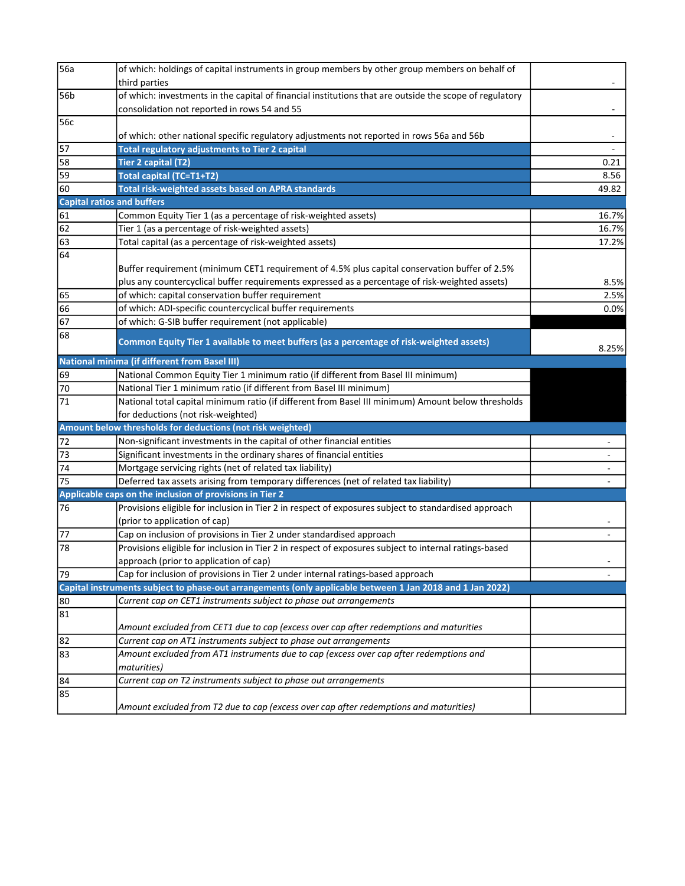| | | |
|---|---|---|
| 56a | of which: holdings of capital instruments in group members by other group members on behalf of third parties | - |
| 56b | of which: investments in the capital of financial institutions that are outside the scope of regulatory consolidation not reported in rows 54 and 55 | - |
| 56c | of which: other national specific regulatory adjustments not reported in rows 56a and 56b | - |
| 57 | **Total regulatory adjustments to Tier 2 capital** | - |
| 58 | **Tier 2 capital (T2)** | 0.21 |
| 59 | **Total capital (TC=T1+T2)** | 8.56 |
| 60 | **Total risk-weighted assets based on APRA standards** | 49.82 |
| **Capital ratios and buffers** | | |
| 61 | Common Equity Tier 1 (as a percentage of risk-weighted assets) | 16.7% |
| 62 | Tier 1 (as a percentage of risk-weighted assets) | 16.7% |
| 63 | Total capital (as a percentage of risk-weighted assets) | 17.2% |
| 64 | Buffer requirement (minimum CET1 requirement of 4.5% plus capital conservation buffer of 2.5% plus any countercyclical buffer requirements expressed as a percentage of risk-weighted assets) | 8.5% |
| 65 | of which: capital conservation buffer requirement | 2.5% |
| 66 | of which: ADI-specific countercyclical buffer requirements | 0.0% |
| 67 | of which: G-SIB buffer requirement (not applicable) | |
| 68 | **Common Equity Tier 1 available to meet buffers (as a percentage of risk-weighted assets)** | 8.25% |
| **National minima (if different from Basel III)** | | |
| 69 | National Common Equity Tier 1 minimum ratio (if different from Basel III minimum) | |
| 70 | National Tier 1 minimum ratio (if different from Basel III minimum) | |
| 71 | National total capital minimum ratio (if different from Basel III minimum) Amount below thresholds for deductions (not risk-weighted) | |
| **Amount below thresholds for deductions (not risk weighted)** | | |
| 72 | Non-significant investments in the capital of other financial entities | - |
| 73 | Significant investments in the ordinary shares of financial entities | - |
| 74 | Mortgage servicing rights (net of related tax liability) | - |
| 75 | Deferred tax assets arising from temporary differences (net of related tax liability) | - |
| **Applicable caps on the inclusion of provisions in Tier 2** | | |
| 76 | Provisions eligible for inclusion in Tier 2 in respect of exposures subject to standardised approach (prior to application of cap) | - |
| 77 | Cap on inclusion of provisions in Tier 2 under standardised approach | - |
| 78 | Provisions eligible for inclusion in Tier 2 in respect of exposures subject to internal ratings-based approach (prior to application of cap) | - |
| 79 | Cap for inclusion of provisions in Tier 2 under internal ratings-based approach | - |
| **Capital instruments subject to phase-out arrangements (only applicable between 1 Jan 2018 and 1 Jan 2022)** | | |
| 80 | *Current cap on CET1 instruments subject to phase out arrangements* | |
| 81 | *Amount excluded from CET1 due to cap (excess over cap after redemptions and maturities* | |
| 82 | *Current cap on AT1 instruments subject to phase out arrangements* | |
| 83 | *Amount excluded from AT1 instruments due to cap (excess over cap after redemptions and maturities)* | |
| 84 | *Current cap on T2 instruments subject to phase out arrangements* | |
| 85 | *Amount excluded from T2 due to cap (excess over cap after redemptions and maturities)* | |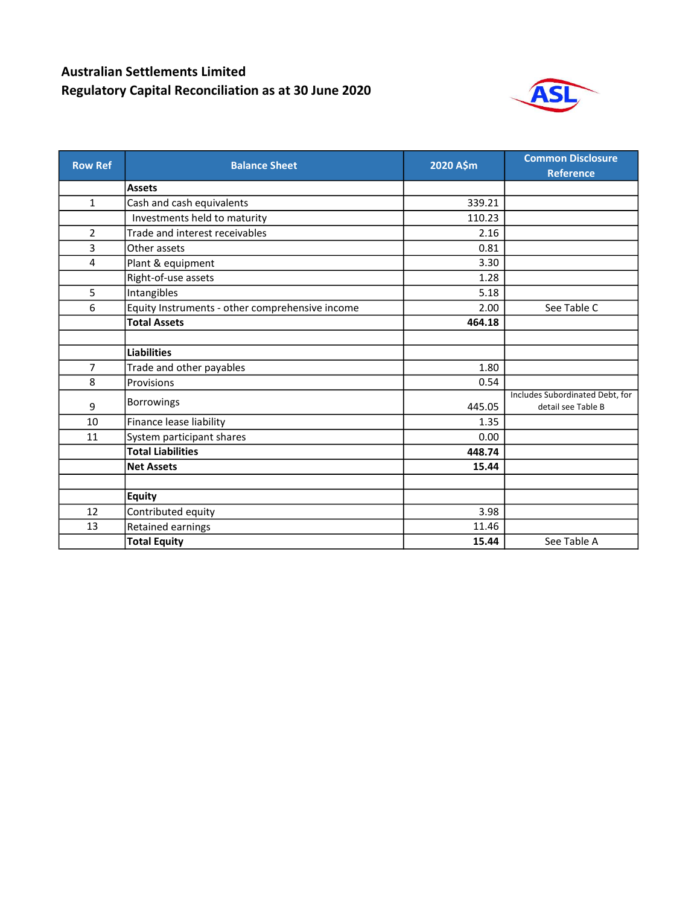# Australian Settlements Limited
## Regulatory Capital Reconciliation as at 30 June 2020

| Row Ref | Balance Sheet | 2020 A$m | Common Disclosure Reference |
|---|---|---|---|
| | **Assets** | | |
| 1 | Cash and cash equivalents | 339.21 | |
| | Investments held to maturity | 110.23 | |
| 2 | Trade and interest receivables | 2.16 | |
| 3 | Other assets | 0.81 | |
| 4 | Plant & equipment | 3.30 | |
| | Right-of-use assets | 1.28 | |
| 5 | Intangibles | 5.18 | |
| 6 | Equity Instruments - other comprehensive income | 2.00 | See Table C |
| | **Total Assets** | **464.18** | |
| | | | |
| | **Liabilities** | | |
| 7 | Trade and other payables | 1.80 | |
| 8 | Provisions | 0.54 | |
| 9 | Borrowings | 445.05 | Includes Subordinated Debt, for detail see Table B |
| 10 | Finance lease liability | 1.35 | |
| 11 | System participant shares | 0.00 | |
| | **Total Liabilities** | **448.74** | |
| | **Net Assets** | **15.44** | |
| | | | |
| | **Equity** | | |
| 12 | Contributed equity | 3.98 | |
| 13 | Retained earnings | 11.46 | |
| | **Total Equity** | **15.44** | See Table A |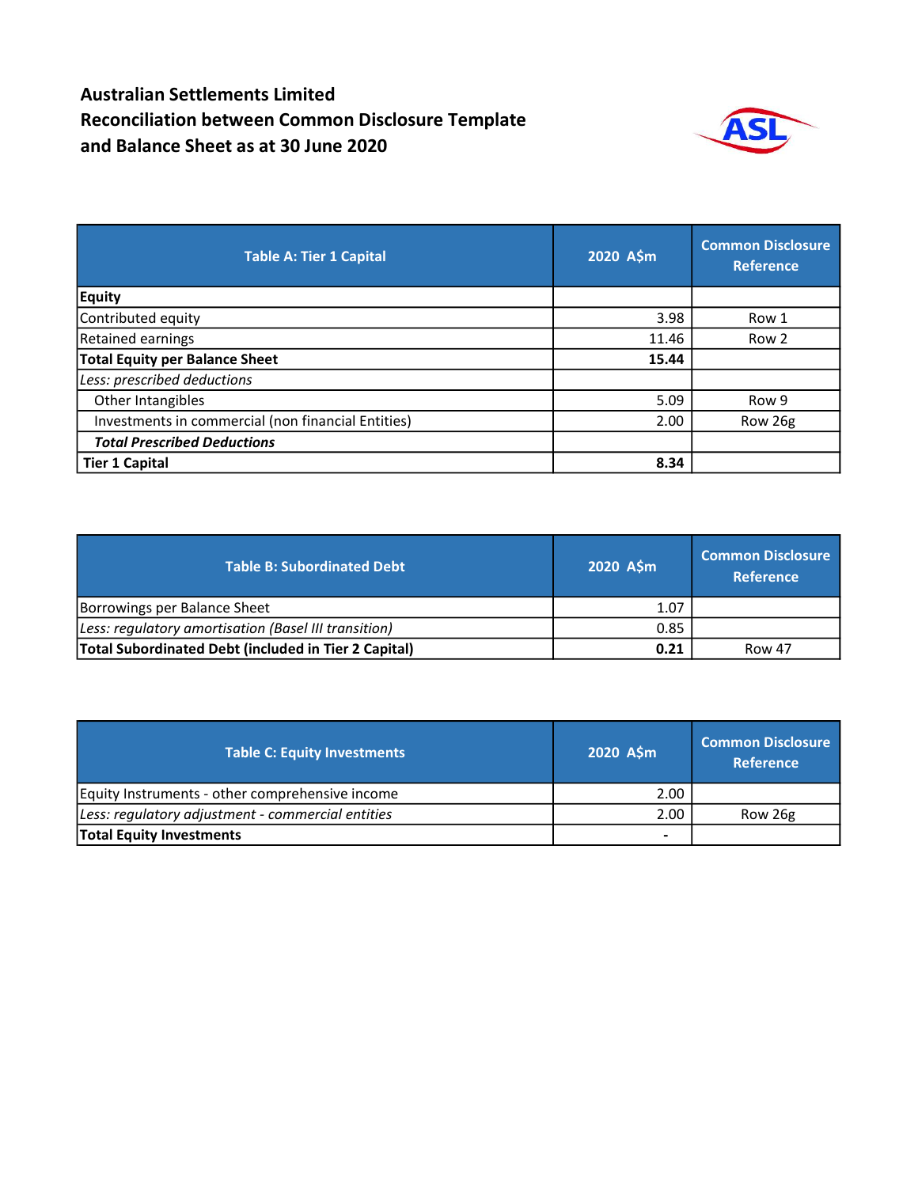**Australian Settlements Limited**
**Reconciliation between Common Disclosure Template and Balance Sheet as at 30 June 2020**

| Table A: Tier 1 Capital | 2020 A$m | Common Disclosure Reference |
|---|---|---|
| **Equity** | | |
| Contributed equity | 3.98 | Row 1 |
| Retained earnings | 11.46 | Row 2 |
| **Total Equity per Balance Sheet** | **15.44** | |
| *Less: prescribed deductions* | | |
| Other Intangibles | 5.09 | Row 9 |
| Investments in commercial (non financial Entities) | 2.00 | Row 26g |
| ***Total Prescribed Deductions*** | | |
| **Tier 1 Capital** | **8.34** | |

| Table B: Subordinated Debt | 2020 A$m | Common Disclosure Reference |
|---|---|---|
| Borrowings per Balance Sheet | 1.07 | |
| *Less: regulatory amortisation (Basel III transition)* | 0.85 | |
| **Total Subordinated Debt (included in Tier 2 Capital)** | **0.21** | Row 47 |

| Table C: Equity Investments | 2020 A$m | Common Disclosure Reference |
|---|---|---|
| Equity Instruments - other comprehensive income | 2.00 | |
| *Less: regulatory adjustment - commercial entities* | 2.00 | Row 26g |
| **Total Equity Investments** | - | |